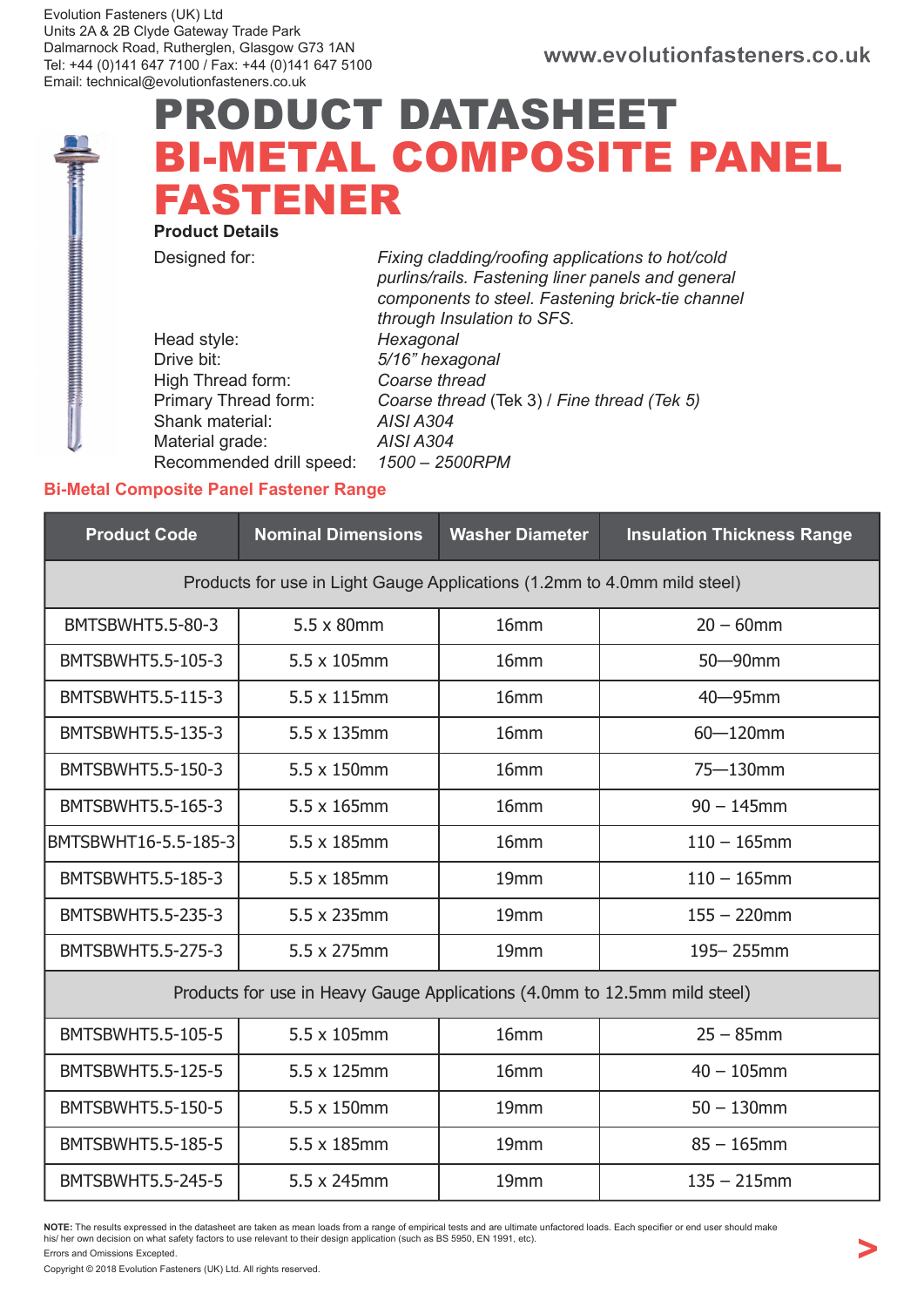Evolution Fasteners (UK) Ltd
Units 2A & 2B Clyde Gateway Trade Park
Dalmarnock Road, Rutherglen, Glasgow G73 1AN
Tel: +44 (0)141 647 7100 / Fax: +44 (0)141 647 5100
Email: technical@evolutionfasteners.co.uk

www.evolutionfasteners.co.uk

# PRODUCT DATASHEET
# BI-METAL COMPOSITE PANEL FASTENER

**Product Details**

| | |
|---|---|
| Designed for: | *Fixing cladding/roofing applications to hot/cold purlins/rails. Fastening liner panels and general components to steel. Fastening brick-tie channel through Insulation to SFS.* |
| Head style: | *Hexagonal* |
| Drive bit: | *5/16" hexagonal* |
| High Thread form: | *Coarse thread* |
| Primary Thread form: | *Coarse thread* (Tek 3) / *Fine thread (Tek 5)* |
| Shank material: | *AISI A304* |
| Material grade: | *AISI A304* |
| Recommended drill speed: | *1500 – 2500RPM* |

## Bi-Metal Composite Panel Fastener Range

| Product Code | Nominal Dimensions | Washer Diameter | Insulation Thickness Range |
|---|---|---|---|
| Products for use in Light Gauge Applications (1.2mm to 4.0mm mild steel) | | | |
| BMTSBWHT5.5-80-3 | 5.5 x 80mm | 16mm | 20 – 60mm |
| BMTSBWHT5.5-105-3 | 5.5 x 105mm | 16mm | 50—90mm |
| BMTSBWHT5.5-115-3 | 5.5 x 115mm | 16mm | 40—95mm |
| BMTSBWHT5.5-135-3 | 5.5 x 135mm | 16mm | 60—120mm |
| BMTSBWHT5.5-150-3 | 5.5 x 150mm | 16mm | 75—130mm |
| BMTSBWHT5.5-165-3 | 5.5 x 165mm | 16mm | 90 – 145mm |
| BMTSBWHT16-5.5-185-3 | 5.5 x 185mm | 16mm | 110 – 165mm |
| BMTSBWHT5.5-185-3 | 5.5 x 185mm | 19mm | 110 – 165mm |
| BMTSBWHT5.5-235-3 | 5.5 x 235mm | 19mm | 155 – 220mm |
| BMTSBWHT5.5-275-3 | 5.5 x 275mm | 19mm | 195– 255mm |
| Products for use in Heavy Gauge Applications (4.0mm to 12.5mm mild steel) | | | |
| BMTSBWHT5.5-105-5 | 5.5 x 105mm | 16mm | 25 – 85mm |
| BMTSBWHT5.5-125-5 | 5.5 x 125mm | 16mm | 40 – 105mm |
| BMTSBWHT5.5-150-5 | 5.5 x 150mm | 19mm | 50 – 130mm |
| BMTSBWHT5.5-185-5 | 5.5 x 185mm | 19mm | 85 – 165mm |
| BMTSBWHT5.5-245-5 | 5.5 x 245mm | 19mm | 135 – 215mm |

**NOTE:** The results expressed in the datasheet are taken as mean loads from a range of empirical tests and are ultimate unfactored loads. Each specifier or end user should make his/ her own decision on what safety factors to use relevant to their design application (such as BS 5950, EN 1991, etc).

Errors and Omissions Excepted.

Copyright © 2018 Evolution Fasteners (UK) Ltd. All rights reserved.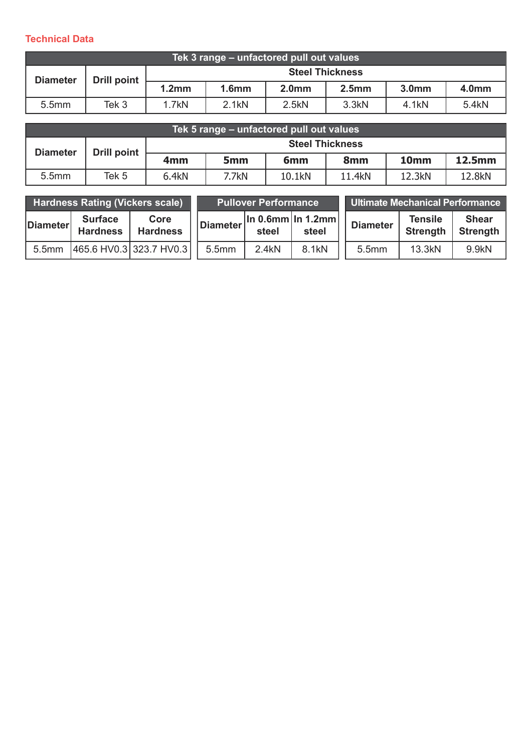## Technical Data

| Tek 3 range – unfactored pull out values | | | | | | | |
|---|---|---|---|---|---|---|---|
| Diameter | Drill point | Steel Thickness | | | | | |
| | | 1.2mm | 1.6mm | 2.0mm | 2.5mm | 3.0mm | 4.0mm |
| 5.5mm | Tek 3 | 1.7kN | 2.1kN | 2.5kN | 3.3kN | 4.1kN | 5.4kN |

| Tek 5 range – unfactored pull out values | | | | | | | |
|---|---|---|---|---|---|---|---|
| Diameter | Drill point | Steel Thickness | | | | | |
| | | 4mm | 5mm | 6mm | 8mm | 10mm | 12.5mm |
| 5.5mm | Tek 5 | 6.4kN | 7.7kN | 10.1kN | 11.4kN | 12.3kN | 12.8kN |

| Hardness Rating (Vickers scale) | | |
|---|---|---|
| Diameter | Surface Hardness | Core Hardness |
| 5.5mm | 465.6 HV0.3 | 323.7 HV0.3 |

| Pullover Performance | | |
|---|---|---|
| Diameter | In 0.6mm steel | In 1.2mm steel |
| 5.5mm | 2.4kN | 8.1kN |

| Ultimate Mechanical Performance | | |
|---|---|---|
| Diameter | Tensile Strength | Shear Strength |
| 5.5mm | 13.3kN | 9.9kN |